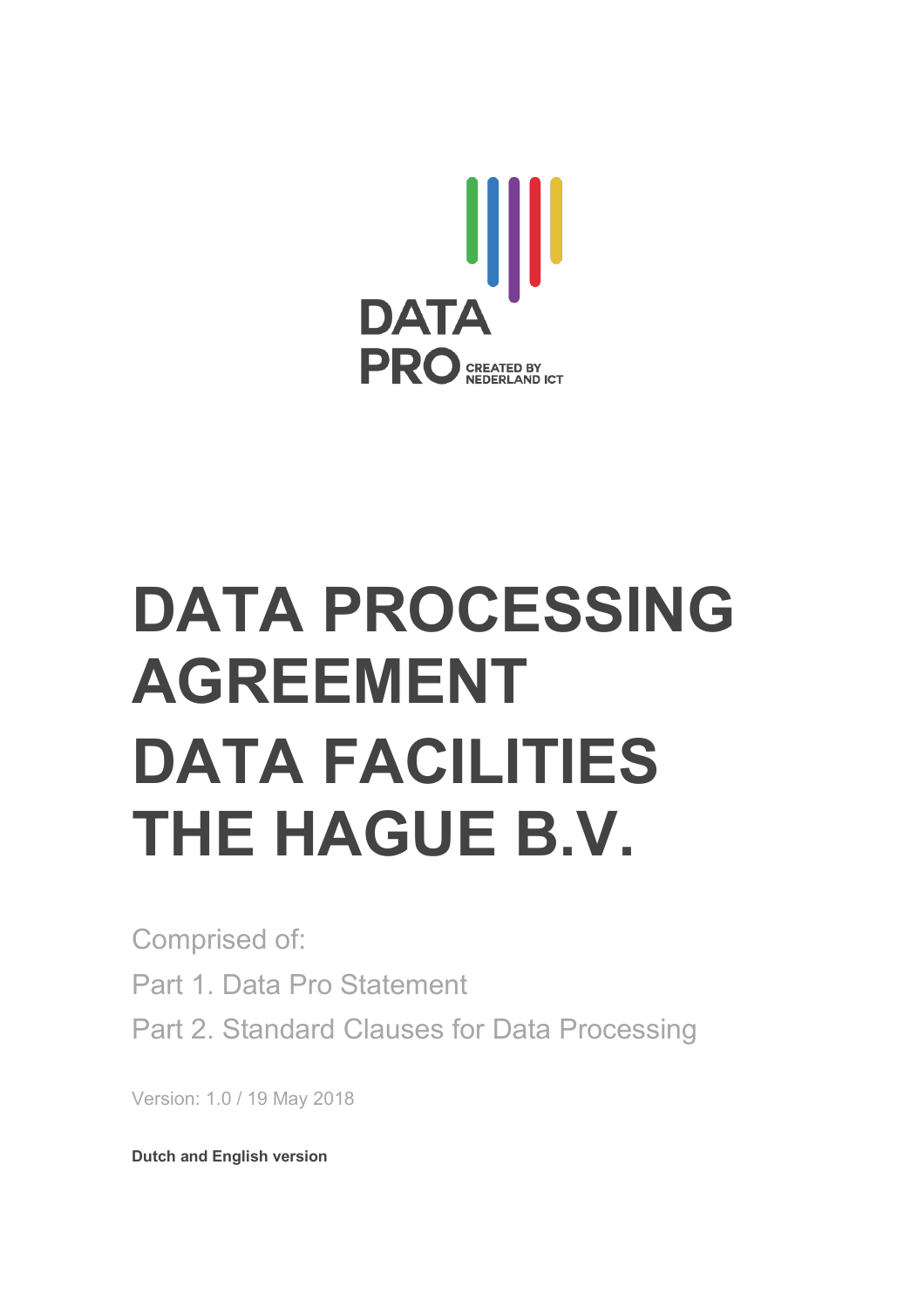DATA PRO CREATED BY NEDERLAND ICT

# DATA PROCESSING AGREEMENT DATA FACILITIES THE HAGUE B.V.

Comprised of:

Part 1. Data Pro Statement

Part 2. Standard Clauses for Data Processing

Version: 1.0 / 19 May 2018

**Dutch and English version**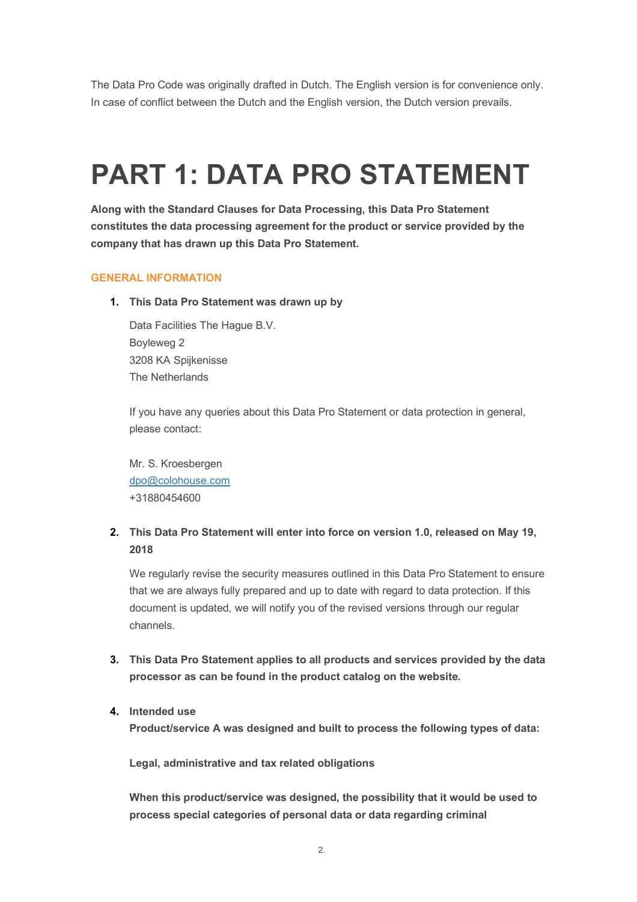The Data Pro Code was originally drafted in Dutch. The English version is for convenience only. In case of conflict between the Dutch and the English version, the Dutch version prevails.

# PART 1: DATA PRO STATEMENT

**Along with the Standard Clauses for Data Processing, this Data Pro Statement constitutes the data processing agreement for the product or service provided by the company that has drawn up this Data Pro Statement.**

## GENERAL INFORMATION

1. **This Data Pro Statement was drawn up by**

   Data Facilities The Hague B.V.
   Boyleweg 2
   3208 KA Spijkenisse
   The Netherlands

   If you have any queries about this Data Pro Statement or data protection in general, please contact:

   Mr. S. Kroesbergen
   [dpo@colohouse.com](mailto:dpo@colohouse.com)
   +31880454600

2. **This Data Pro Statement will enter into force on version 1.0, released on May 19, 2018**

   We regularly revise the security measures outlined in this Data Pro Statement to ensure that we are always fully prepared and up to date with regard to data protection. If this document is updated, we will notify you of the revised versions through our regular channels.

3. **This Data Pro Statement applies to all products and services provided by the data processor as can be found in the product catalog on the website.**

4. **Intended use**
   **Product/service A was designed and built to process the following types of data:**

   **Legal, administrative and tax related obligations**

   **When this product/service was designed, the possibility that it would be used to process special categories of personal data or data regarding criminal**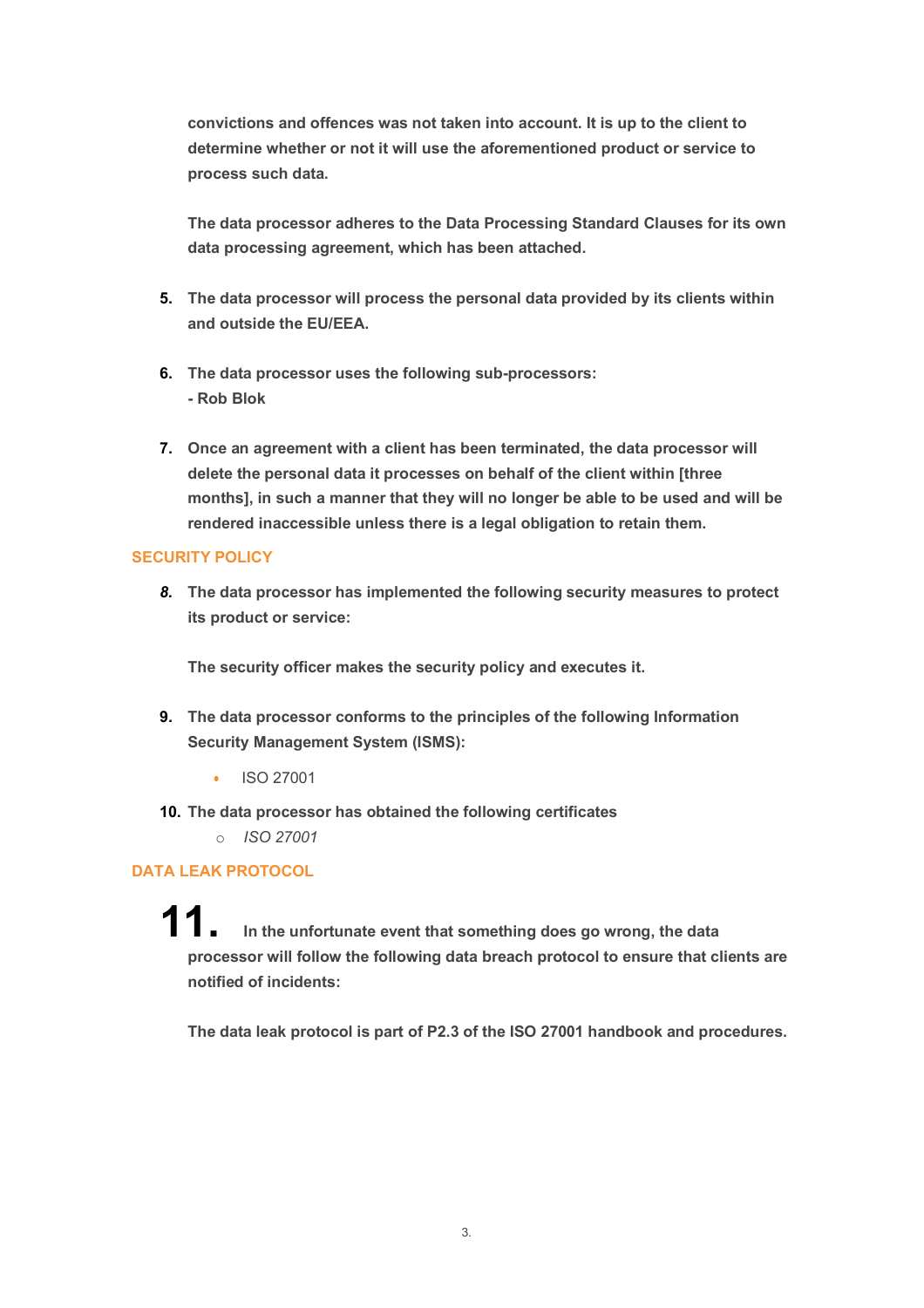**convictions and offences was not taken into account. It is up to the client to determine whether or not it will use the aforementioned product or service to process such data.**

**The data processor adheres to the Data Processing Standard Clauses for its own data processing agreement, which has been attached.**

5. **The data processor will process the personal data provided by its clients within and outside the EU/EEA.**

6. **The data processor uses the following sub-processors:**
   **- Rob Blok**

7. **Once an agreement with a client has been terminated, the data processor will delete the personal data it processes on behalf of the client within [three months], in such a manner that they will no longer be able to be used and will be rendered inaccessible unless there is a legal obligation to retain them.**

## SECURITY POLICY

8. **The data processor has implemented the following security measures to protect its product or service:**

   **The security officer makes the security policy and executes it.**

9. **The data processor conforms to the principles of the following Information Security Management System (ISMS):**

   - ISO 27001

10. **The data processor has obtained the following certificates**
    - *ISO 27001*

## DATA LEAK PROTOCOL

11. **In the unfortunate event that something does go wrong, the data processor will follow the following data breach protocol to ensure that clients are notified of incidents:**

    **The data leak protocol is part of P2.3 of the ISO 27001 handbook and procedures.**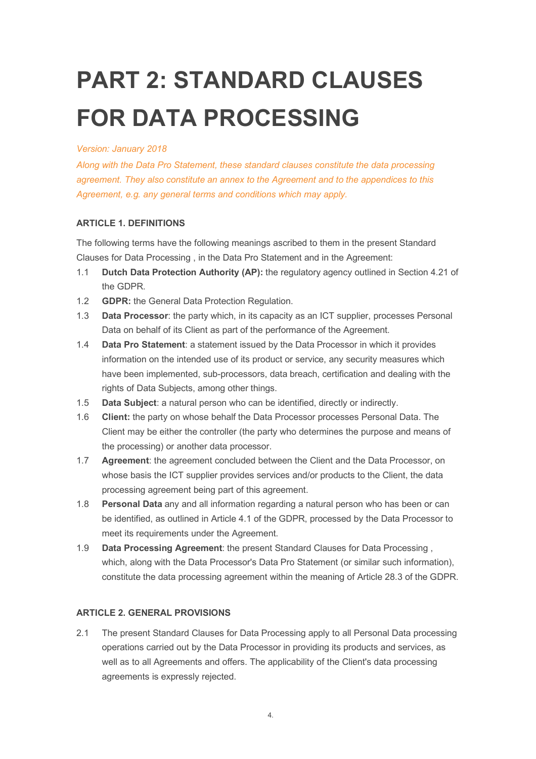# PART 2: STANDARD CLAUSES FOR DATA PROCESSING

*Version: January 2018*

*Along with the Data Pro Statement, these standard clauses constitute the data processing agreement. They also constitute an annex to the Agreement and to the appendices to this Agreement, e.g. any general terms and conditions which may apply.*

#### ARTICLE 1. DEFINITIONS

The following terms have the following meanings ascribed to them in the present Standard Clauses for Data Processing , in the Data Pro Statement and in the Agreement:

1.1 **Dutch Data Protection Authority (AP):** the regulatory agency outlined in Section 4.21 of the GDPR.

1.2 **GDPR:** the General Data Protection Regulation.

1.3 **Data Processor**: the party which, in its capacity as an ICT supplier, processes Personal Data on behalf of its Client as part of the performance of the Agreement.

1.4 **Data Pro Statement**: a statement issued by the Data Processor in which it provides information on the intended use of its product or service, any security measures which have been implemented, sub-processors, data breach, certification and dealing with the rights of Data Subjects, among other things.

1.5 **Data Subject**: a natural person who can be identified, directly or indirectly.

1.6 **Client:** the party on whose behalf the Data Processor processes Personal Data. The Client may be either the controller (the party who determines the purpose and means of the processing) or another data processor.

1.7 **Agreement**: the agreement concluded between the Client and the Data Processor, on whose basis the ICT supplier provides services and/or products to the Client, the data processing agreement being part of this agreement.

1.8 **Personal Data** any and all information regarding a natural person who has been or can be identified, as outlined in Article 4.1 of the GDPR, processed by the Data Processor to meet its requirements under the Agreement.

1.9 **Data Processing Agreement**: the present Standard Clauses for Data Processing , which, along with the Data Processor's Data Pro Statement (or similar such information), constitute the data processing agreement within the meaning of Article 28.3 of the GDPR.

#### ARTICLE 2. GENERAL PROVISIONS

2.1 The present Standard Clauses for Data Processing apply to all Personal Data processing operations carried out by the Data Processor in providing its products and services, as well as to all Agreements and offers. The applicability of the Client's data processing agreements is expressly rejected.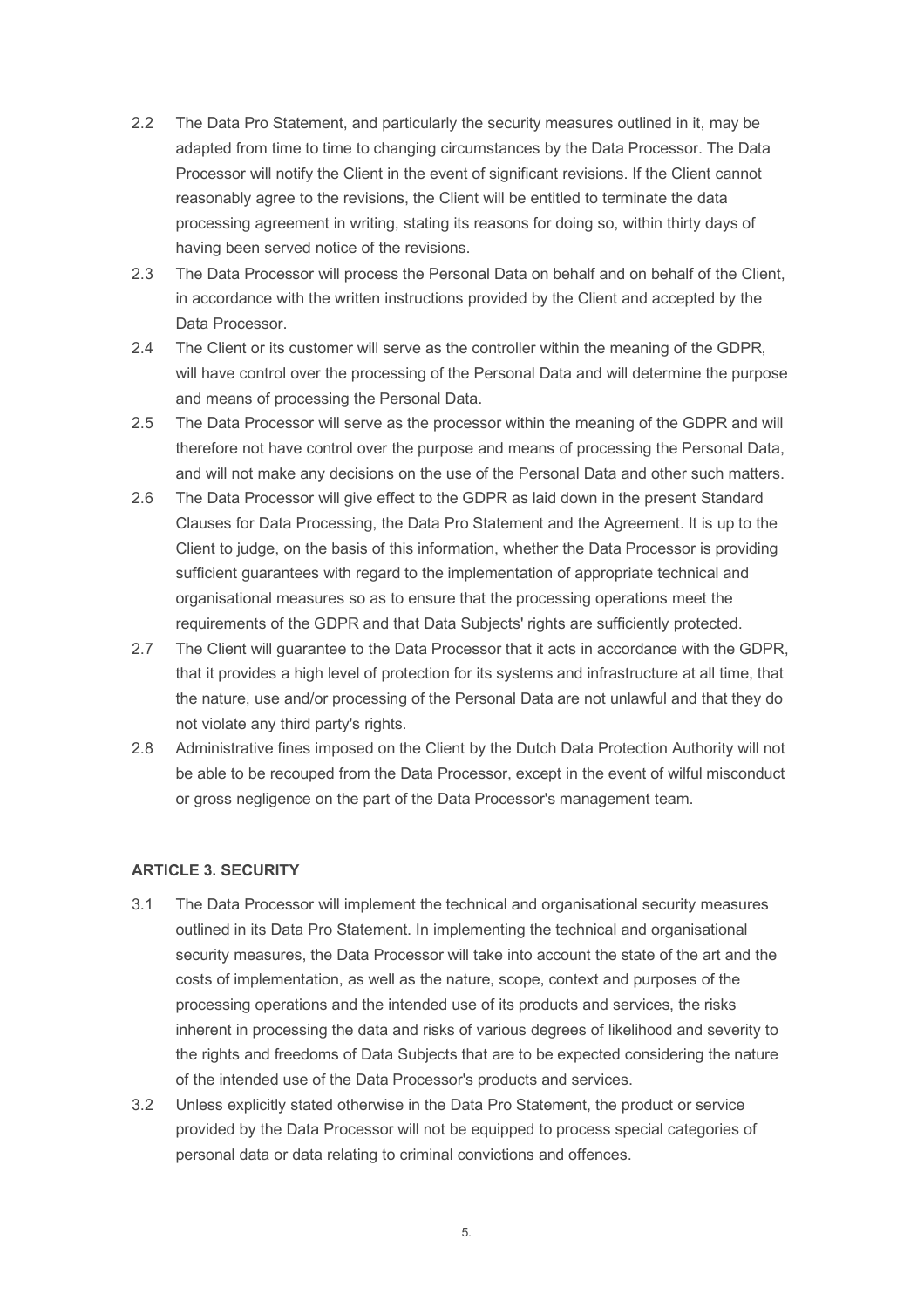2.2 The Data Pro Statement, and particularly the security measures outlined in it, may be adapted from time to time to changing circumstances by the Data Processor. The Data Processor will notify the Client in the event of significant revisions. If the Client cannot reasonably agree to the revisions, the Client will be entitled to terminate the data processing agreement in writing, stating its reasons for doing so, within thirty days of having been served notice of the revisions.

2.3 The Data Processor will process the Personal Data on behalf and on behalf of the Client, in accordance with the written instructions provided by the Client and accepted by the Data Processor.

2.4 The Client or its customer will serve as the controller within the meaning of the GDPR, will have control over the processing of the Personal Data and will determine the purpose and means of processing the Personal Data.

2.5 The Data Processor will serve as the processor within the meaning of the GDPR and will therefore not have control over the purpose and means of processing the Personal Data, and will not make any decisions on the use of the Personal Data and other such matters.

2.6 The Data Processor will give effect to the GDPR as laid down in the present Standard Clauses for Data Processing, the Data Pro Statement and the Agreement. It is up to the Client to judge, on the basis of this information, whether the Data Processor is providing sufficient guarantees with regard to the implementation of appropriate technical and organisational measures so as to ensure that the processing operations meet the requirements of the GDPR and that Data Subjects' rights are sufficiently protected.

2.7 The Client will guarantee to the Data Processor that it acts in accordance with the GDPR, that it provides a high level of protection for its systems and infrastructure at all time, that the nature, use and/or processing of the Personal Data are not unlawful and that they do not violate any third party's rights.

2.8 Administrative fines imposed on the Client by the Dutch Data Protection Authority will not be able to be recouped from the Data Processor, except in the event of wilful misconduct or gross negligence on the part of the Data Processor's management team.

**ARTICLE 3. SECURITY**

3.1 The Data Processor will implement the technical and organisational security measures outlined in its Data Pro Statement. In implementing the technical and organisational security measures, the Data Processor will take into account the state of the art and the costs of implementation, as well as the nature, scope, context and purposes of the processing operations and the intended use of its products and services, the risks inherent in processing the data and risks of various degrees of likelihood and severity to the rights and freedoms of Data Subjects that are to be expected considering the nature of the intended use of the Data Processor's products and services.

3.2 Unless explicitly stated otherwise in the Data Pro Statement, the product or service provided by the Data Processor will not be equipped to process special categories of personal data or data relating to criminal convictions and offences.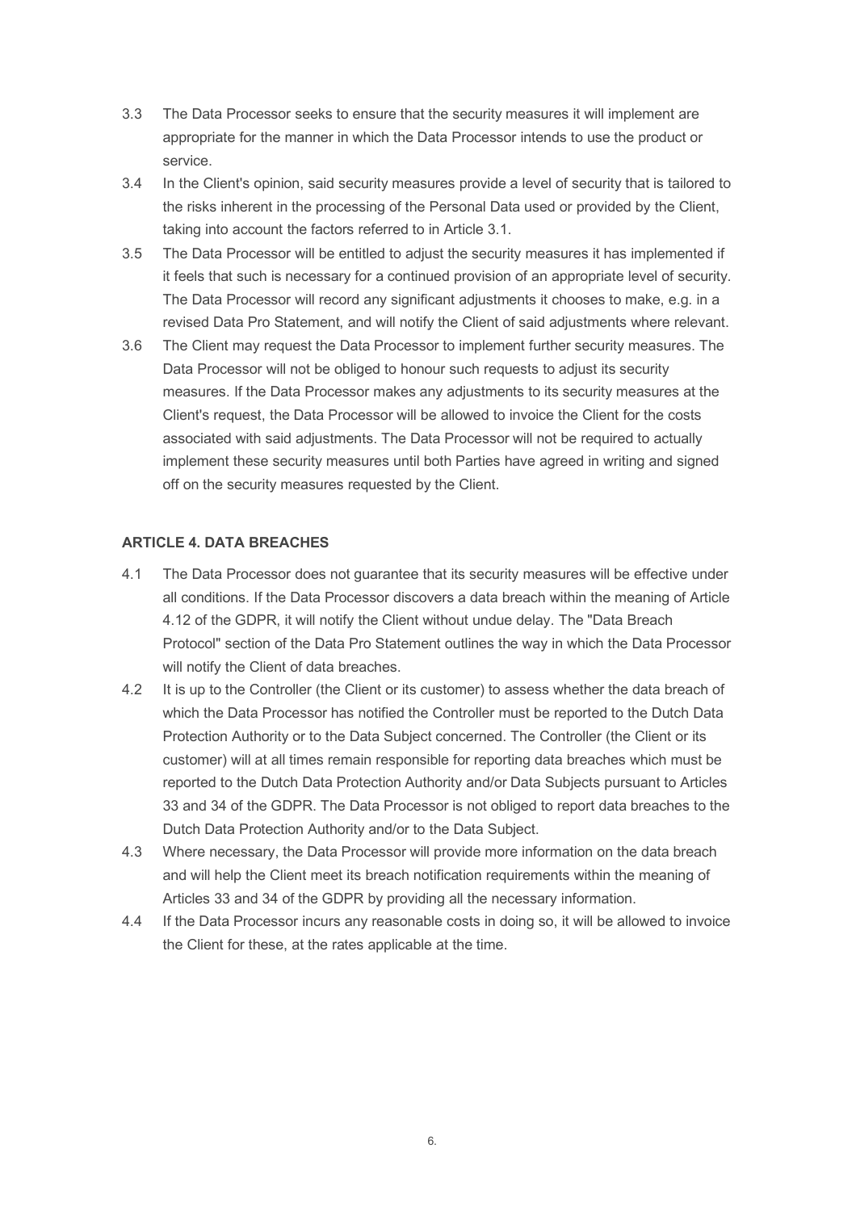3.3 The Data Processor seeks to ensure that the security measures it will implement are appropriate for the manner in which the Data Processor intends to use the product or service.

3.4 In the Client's opinion, said security measures provide a level of security that is tailored to the risks inherent in the processing of the Personal Data used or provided by the Client, taking into account the factors referred to in Article 3.1.

3.5 The Data Processor will be entitled to adjust the security measures it has implemented if it feels that such is necessary for a continued provision of an appropriate level of security. The Data Processor will record any significant adjustments it chooses to make, e.g. in a revised Data Pro Statement, and will notify the Client of said adjustments where relevant.

3.6 The Client may request the Data Processor to implement further security measures. The Data Processor will not be obliged to honour such requests to adjust its security measures. If the Data Processor makes any adjustments to its security measures at the Client's request, the Data Processor will be allowed to invoice the Client for the costs associated with said adjustments. The Data Processor will not be required to actually implement these security measures until both Parties have agreed in writing and signed off on the security measures requested by the Client.

**ARTICLE 4. DATA BREACHES**

4.1 The Data Processor does not guarantee that its security measures will be effective under all conditions. If the Data Processor discovers a data breach within the meaning of Article 4.12 of the GDPR, it will notify the Client without undue delay. The "Data Breach Protocol" section of the Data Pro Statement outlines the way in which the Data Processor will notify the Client of data breaches.

4.2 It is up to the Controller (the Client or its customer) to assess whether the data breach of which the Data Processor has notified the Controller must be reported to the Dutch Data Protection Authority or to the Data Subject concerned. The Controller (the Client or its customer) will at all times remain responsible for reporting data breaches which must be reported to the Dutch Data Protection Authority and/or Data Subjects pursuant to Articles 33 and 34 of the GDPR. The Data Processor is not obliged to report data breaches to the Dutch Data Protection Authority and/or to the Data Subject.

4.3 Where necessary, the Data Processor will provide more information on the data breach and will help the Client meet its breach notification requirements within the meaning of Articles 33 and 34 of the GDPR by providing all the necessary information.

4.4 If the Data Processor incurs any reasonable costs in doing so, it will be allowed to invoice the Client for these, at the rates applicable at the time.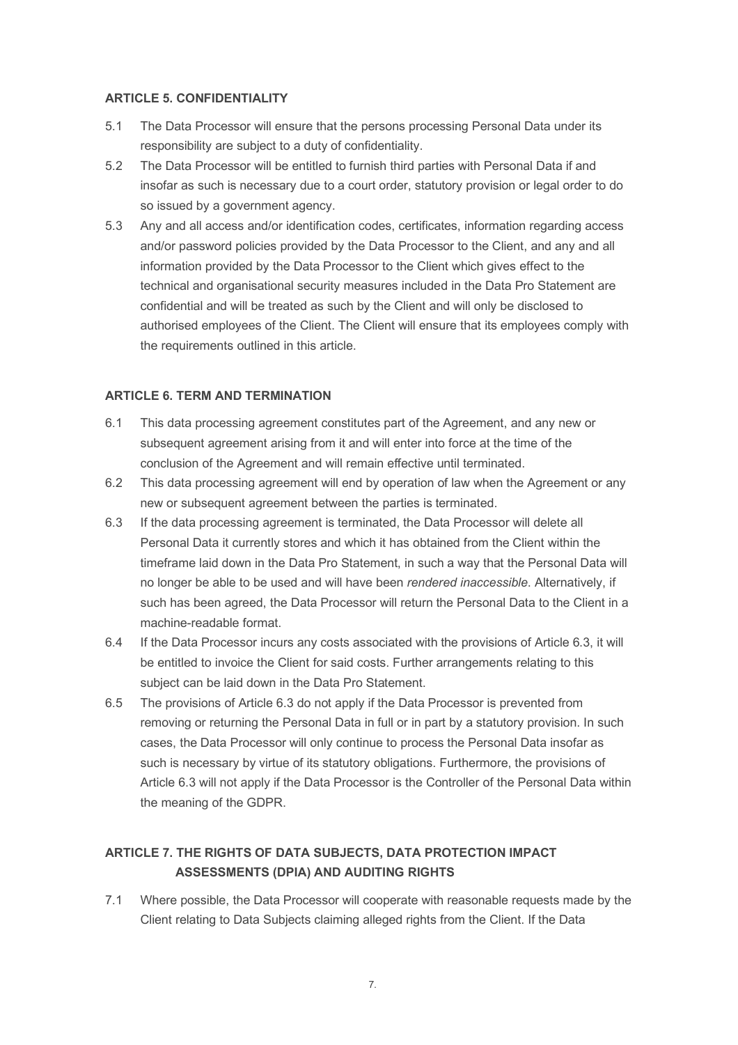**ARTICLE 5. CONFIDENTIALITY**

5.1 The Data Processor will ensure that the persons processing Personal Data under its responsibility are subject to a duty of confidentiality.

5.2 The Data Processor will be entitled to furnish third parties with Personal Data if and insofar as such is necessary due to a court order, statutory provision or legal order to do so issued by a government agency.

5.3 Any and all access and/or identification codes, certificates, information regarding access and/or password policies provided by the Data Processor to the Client, and any and all information provided by the Data Processor to the Client which gives effect to the technical and organisational security measures included in the Data Pro Statement are confidential and will be treated as such by the Client and will only be disclosed to authorised employees of the Client. The Client will ensure that its employees comply with the requirements outlined in this article.

**ARTICLE 6. TERM AND TERMINATION**

6.1 This data processing agreement constitutes part of the Agreement, and any new or subsequent agreement arising from it and will enter into force at the time of the conclusion of the Agreement and will remain effective until terminated.

6.2 This data processing agreement will end by operation of law when the Agreement or any new or subsequent agreement between the parties is terminated.

6.3 If the data processing agreement is terminated, the Data Processor will delete all Personal Data it currently stores and which it has obtained from the Client within the timeframe laid down in the Data Pro Statement, in such a way that the Personal Data will no longer be able to be used and will have been *rendered inaccessible*. Alternatively, if such has been agreed, the Data Processor will return the Personal Data to the Client in a machine-readable format.

6.4 If the Data Processor incurs any costs associated with the provisions of Article 6.3, it will be entitled to invoice the Client for said costs. Further arrangements relating to this subject can be laid down in the Data Pro Statement.

6.5 The provisions of Article 6.3 do not apply if the Data Processor is prevented from removing or returning the Personal Data in full or in part by a statutory provision. In such cases, the Data Processor will only continue to process the Personal Data insofar as such is necessary by virtue of its statutory obligations. Furthermore, the provisions of Article 6.3 will not apply if the Data Processor is the Controller of the Personal Data within the meaning of the GDPR.

**ARTICLE 7. THE RIGHTS OF DATA SUBJECTS, DATA PROTECTION IMPACT ASSESSMENTS (DPIA) AND AUDITING RIGHTS**

7.1 Where possible, the Data Processor will cooperate with reasonable requests made by the Client relating to Data Subjects claiming alleged rights from the Client. If the Data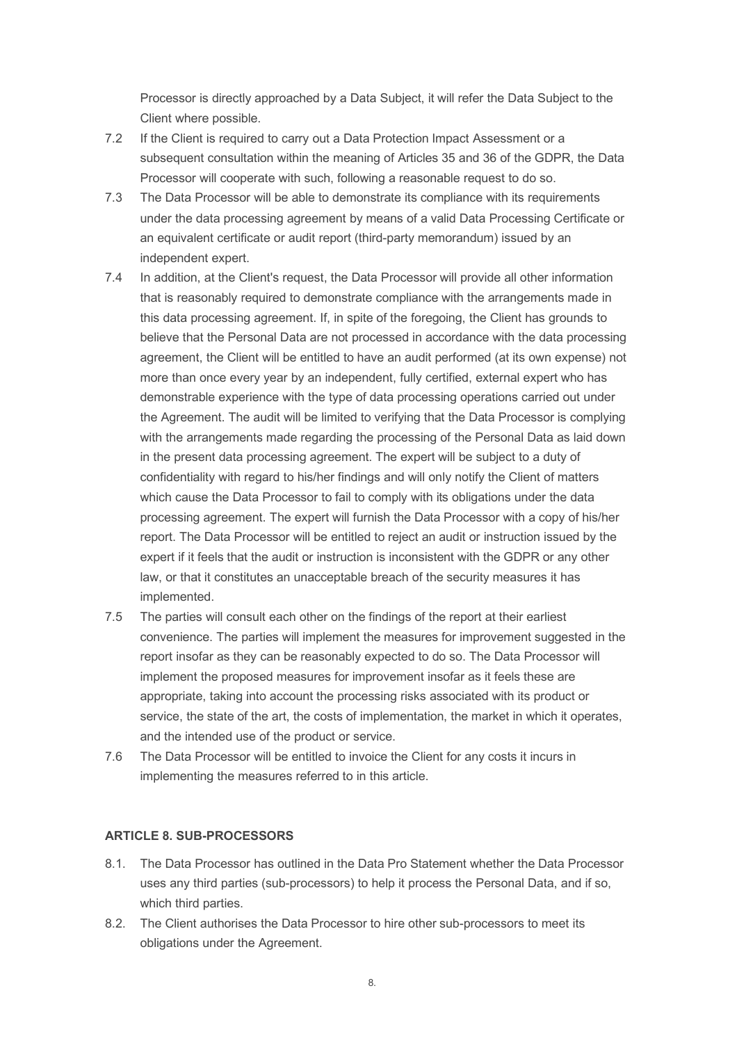Processor is directly approached by a Data Subject, it will refer the Data Subject to the Client where possible.

7.2 If the Client is required to carry out a Data Protection Impact Assessment or a subsequent consultation within the meaning of Articles 35 and 36 of the GDPR, the Data Processor will cooperate with such, following a reasonable request to do so.

7.3 The Data Processor will be able to demonstrate its compliance with its requirements under the data processing agreement by means of a valid Data Processing Certificate or an equivalent certificate or audit report (third-party memorandum) issued by an independent expert.

7.4 In addition, at the Client's request, the Data Processor will provide all other information that is reasonably required to demonstrate compliance with the arrangements made in this data processing agreement. If, in spite of the foregoing, the Client has grounds to believe that the Personal Data are not processed in accordance with the data processing agreement, the Client will be entitled to have an audit performed (at its own expense) not more than once every year by an independent, fully certified, external expert who has demonstrable experience with the type of data processing operations carried out under the Agreement. The audit will be limited to verifying that the Data Processor is complying with the arrangements made regarding the processing of the Personal Data as laid down in the present data processing agreement. The expert will be subject to a duty of confidentiality with regard to his/her findings and will only notify the Client of matters which cause the Data Processor to fail to comply with its obligations under the data processing agreement. The expert will furnish the Data Processor with a copy of his/her report. The Data Processor will be entitled to reject an audit or instruction issued by the expert if it feels that the audit or instruction is inconsistent with the GDPR or any other law, or that it constitutes an unacceptable breach of the security measures it has implemented.

7.5 The parties will consult each other on the findings of the report at their earliest convenience. The parties will implement the measures for improvement suggested in the report insofar as they can be reasonably expected to do so. The Data Processor will implement the proposed measures for improvement insofar as it feels these are appropriate, taking into account the processing risks associated with its product or service, the state of the art, the costs of implementation, the market in which it operates, and the intended use of the product or service.

7.6 The Data Processor will be entitled to invoice the Client for any costs it incurs in implementing the measures referred to in this article.

**ARTICLE 8. SUB-PROCESSORS**

8.1. The Data Processor has outlined in the Data Pro Statement whether the Data Processor uses any third parties (sub-processors) to help it process the Personal Data, and if so, which third parties.

8.2. The Client authorises the Data Processor to hire other sub-processors to meet its obligations under the Agreement.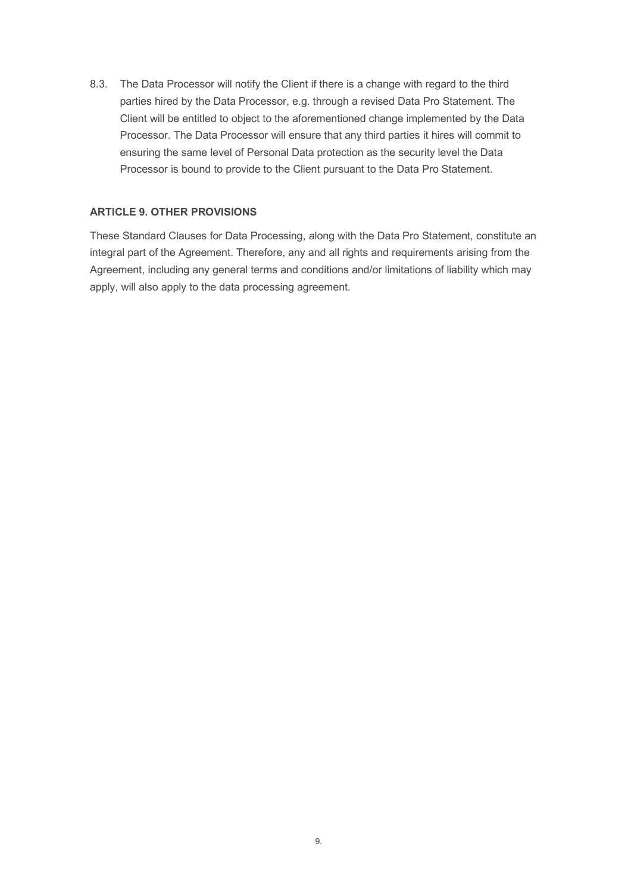8.3. The Data Processor will notify the Client if there is a change with regard to the third parties hired by the Data Processor, e.g. through a revised Data Pro Statement. The Client will be entitled to object to the aforementioned change implemented by the Data Processor. The Data Processor will ensure that any third parties it hires will commit to ensuring the same level of Personal Data protection as the security level the Data Processor is bound to provide to the Client pursuant to the Data Pro Statement.

**ARTICLE 9. OTHER PROVISIONS**

These Standard Clauses for Data Processing, along with the Data Pro Statement, constitute an integral part of the Agreement. Therefore, any and all rights and requirements arising from the Agreement, including any general terms and conditions and/or limitations of liability which may apply, will also apply to the data processing agreement.